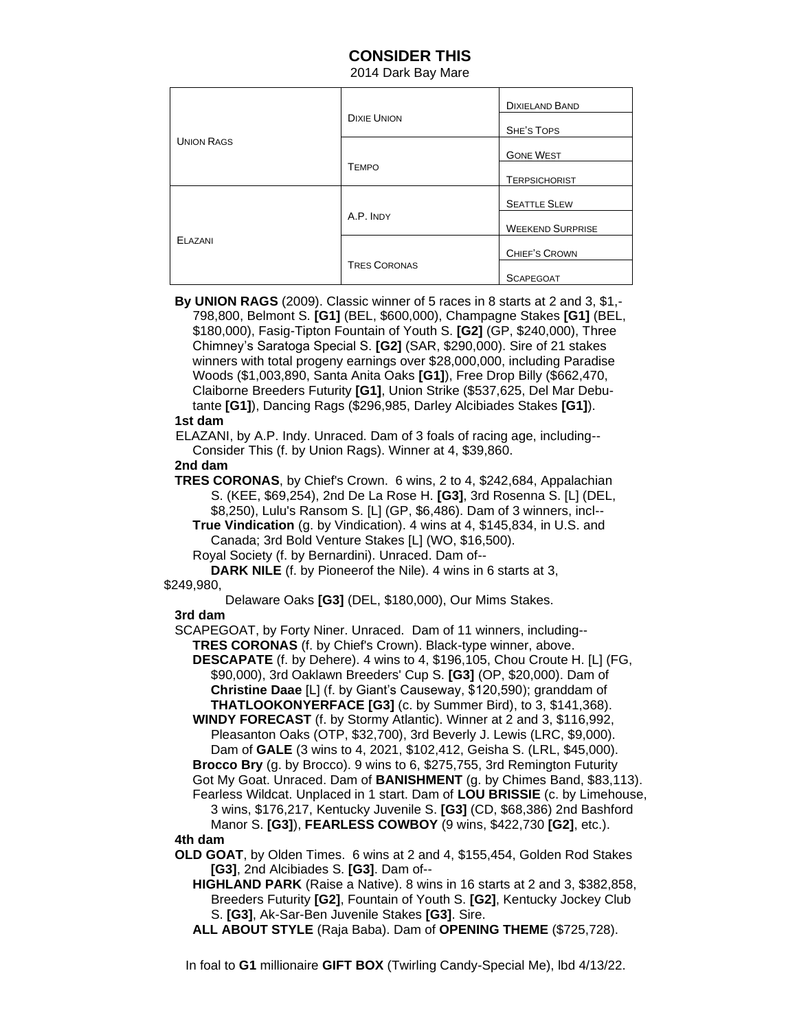# CONSIDER THIS

2014 Dark Bay Mare

| | | |
|---|---|---|
| Union Rags | Dixie Union | Dixieland Band |
| | | She's Tops |
| | Tempo | Gone West |
| | | Terpsichorist |
| Elazani | A.P. Indy | Seattle Slew |
| | | Weekend Surprise |
| | Tres Coronas | Chief's Crown |
| | | Scapegoat |

**By UNION RAGS** (2009). Classic winner of 5 races in 8 starts at 2 and 3, $1,-798,800, Belmont S. **[G1]** (BEL, $600,000), Champagne Stakes **[G1]** (BEL, $180,000), Fasig-Tipton Fountain of Youth S. **[G2]** (GP, $240,000), Three Chimney's Saratoga Special S. **[G2]** (SAR, $290,000). Sire of 21 stakes winners with total progeny earnings over $28,000,000, including Paradise Woods ($1,003,890, Santa Anita Oaks **[G1]**), Free Drop Billy ($662,470, Claiborne Breeders Futurity **[G1]**, Union Strike ($537,625, Del Mar Debutante **[G1]**), Dancing Rags ($296,985, Darley Alcibiades Stakes **[G1]**).

**1st dam**

ELAZANI, by A.P. Indy. Unraced. Dam of 3 foals of racing age, including--
Consider This (f. by Union Rags). Winner at 4, $39,860.

**2nd dam**

**TRES CORONAS**, by Chief's Crown. 6 wins, 2 to 4, $242,684, Appalachian S. (KEE, $69,254), 2nd De La Rose H. **[G3]**, 3rd Rosenna S. [L] (DEL, $8,250), Lulu's Ransom S. [L] (GP, $6,486). Dam of 3 winners, incl--
**True Vindication** (g. by Vindication). 4 wins at 4, $145,834, in U.S. and Canada; 3rd Bold Venture Stakes [L] (WO, $16,500).
Royal Society (f. by Bernardini). Unraced. Dam of--
**DARK NILE** (f. by Pioneerof the Nile). 4 wins in 6 starts at 3, $249,980, Delaware Oaks **[G3]** (DEL, $180,000), Our Mims Stakes.

**3rd dam**

SCAPEGOAT, by Forty Niner. Unraced. Dam of 11 winners, including--
**TRES CORONAS** (f. by Chief's Crown). Black-type winner, above.
**DESCAPATE** (f. by Dehere). 4 wins to 4, $196,105, Chou Croute H. [L] (FG, $90,000), 3rd Oaklawn Breeders' Cup S. **[G3]** (OP, $20,000). Dam of **Christine Daae** [L] (f. by Giant's Causeway, $120,590); granddam of **THATLOOKONYERFACE [G3]** (c. by Summer Bird), to 3, $141,368).
**WINDY FORECAST** (f. by Stormy Atlantic). Winner at 2 and 3, $116,992, Pleasanton Oaks (OTP, $32,700), 3rd Beverly J. Lewis (LRC, $9,000). Dam of **GALE** (3 wins to 4, 2021, $102,412, Geisha S. (LRL, $45,000).
**Brocco Bry** (g. by Brocco). 9 wins to 6, $275,755, 3rd Remington Futurity
Got My Goat. Unraced. Dam of **BANISHMENT** (g. by Chimes Band, $83,113).
Fearless Wildcat. Unplaced in 1 start. Dam of **LOU BRISSIE** (c. by Limehouse, 3 wins, $176,217, Kentucky Juvenile S. **[G3]** (CD, $68,386) 2nd Bashford Manor S. **[G3]**), **FEARLESS COWBOY** (9 wins, $422,730 **[G2]**, etc.).

**4th dam**

**OLD GOAT**, by Olden Times. 6 wins at 2 and 4, $155,454, Golden Rod Stakes **[G3]**, 2nd Alcibiades S. **[G3]**. Dam of--
**HIGHLAND PARK** (Raise a Native). 8 wins in 16 starts at 2 and 3, $382,858, Breeders Futurity **[G2]**, Fountain of Youth S. **[G2]**, Kentucky Jockey Club S. **[G3]**, Ak-Sar-Ben Juvenile Stakes **[G3]**. Sire.
**ALL ABOUT STYLE** (Raja Baba). Dam of **OPENING THEME** ($725,728).

In foal to **G1** millionaire **GIFT BOX** (Twirling Candy-Special Me), lbd 4/13/22.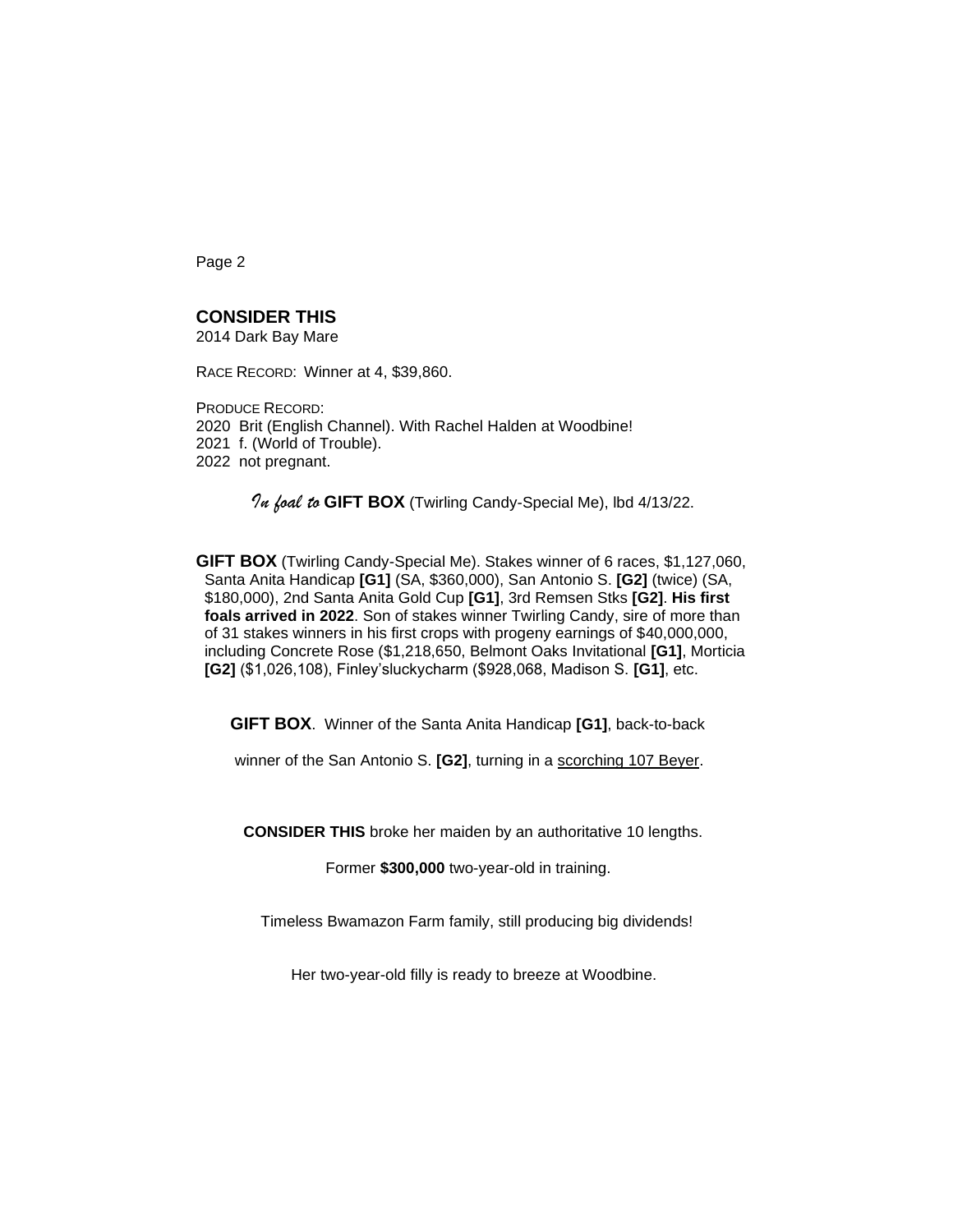## CONSIDER THIS

2014 Dark Bay Mare

RACE RECORD: Winner at 4, $39,860.

PRODUCE RECORD:
2020 Brit (English Channel). With Rachel Halden at Woodbine!
2021 f. (World of Trouble).
2022 not pregnant.

*In foal to* **GIFT BOX** (Twirling Candy-Special Me), lbd 4/13/22.

**GIFT BOX** (Twirling Candy-Special Me). Stakes winner of 6 races, $1,127,060, Santa Anita Handicap **[G1]** (SA, $360,000), San Antonio S. **[G2]** (twice) (SA, $180,000), 2nd Santa Anita Gold Cup **[G1]**, 3rd Remsen Stks **[G2]**. **His first foals arrived in 2022**. Son of stakes winner Twirling Candy, sire of more than of 31 stakes winners in his first crops with progeny earnings of $40,000,000, including Concrete Rose ($1,218,650, Belmont Oaks Invitational **[G1]**, Morticia **[G2]** ($1,026,108), Finley'sluckycharm ($928,068, Madison S. **[G1]**, etc.

**GIFT BOX**. Winner of the Santa Anita Handicap **[G1]**, back-to-back winner of the San Antonio S. **[G2]**, turning in a scorching 107 Beyer.

**CONSIDER THIS** broke her maiden by an authoritative 10 lengths.

Former **$300,000** two-year-old in training.

Timeless Bwamazon Farm family, still producing big dividends!

Her two-year-old filly is ready to breeze at Woodbine.